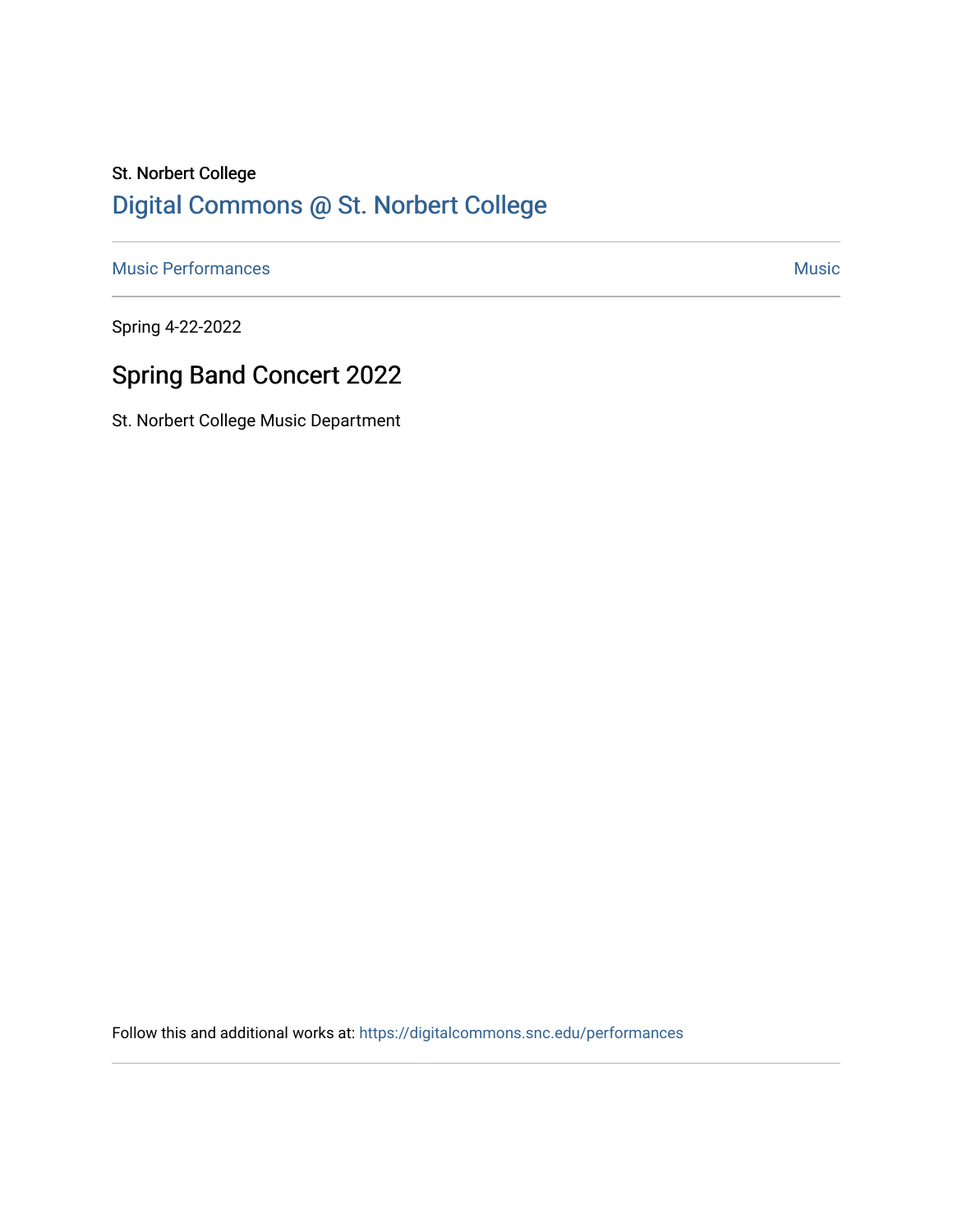St. Norbert College

Digital Commons @ St. Norbert College

Music Performances | Music

Spring 4-22-2022

# Spring Band Concert 2022

St. Norbert College Music Department

Follow this and additional works at: https://digitalcommons.snc.edu/performances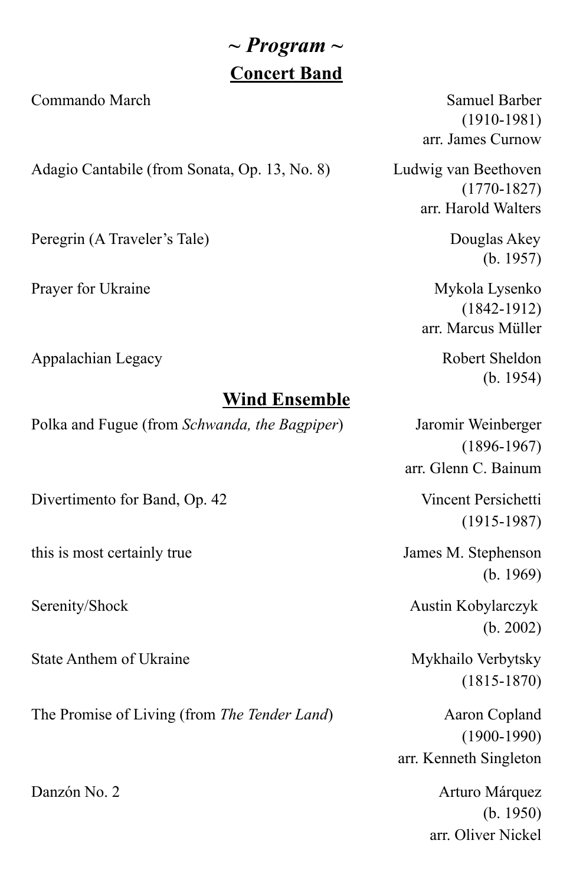# *~ Program ~*

## Concert Band

| Piece | Composer |
| --- | --- |
| Commando March | Samuel Barber (1910-1981) arr. James Curnow |
| Adagio Cantabile (from Sonata, Op. 13, No. 8) | Ludwig van Beethoven (1770-1827) arr. Harold Walters |
| Peregrin (A Traveler's Tale) | Douglas Akey (b. 1957) |
| Prayer for Ukraine | Mykola Lysenko (1842-1912) arr. Marcus Müller |
| Appalachian Legacy | Robert Sheldon (b. 1954) |

## Wind Ensemble

| Piece | Composer |
| --- | --- |
| Polka and Fugue (from *Schwanda, the Bagpiper*) | Jaromir Weinberger (1896-1967) arr. Glenn C. Bainum |
| Divertimento for Band, Op. 42 | Vincent Persichetti (1915-1987) |
| this is most certainly true | James M. Stephenson (b. 1969) |
| Serenity/Shock | Austin Kobylarczyk (b. 2002) |
| State Anthem of Ukraine | Mykhailo Verbytsky (1815-1870) |
| The Promise of Living (from *The Tender Land*) | Aaron Copland (1900-1990) arr. Kenneth Singleton |
| Danzón No. 2 | Arturo Márquez (b. 1950) arr. Oliver Nickel |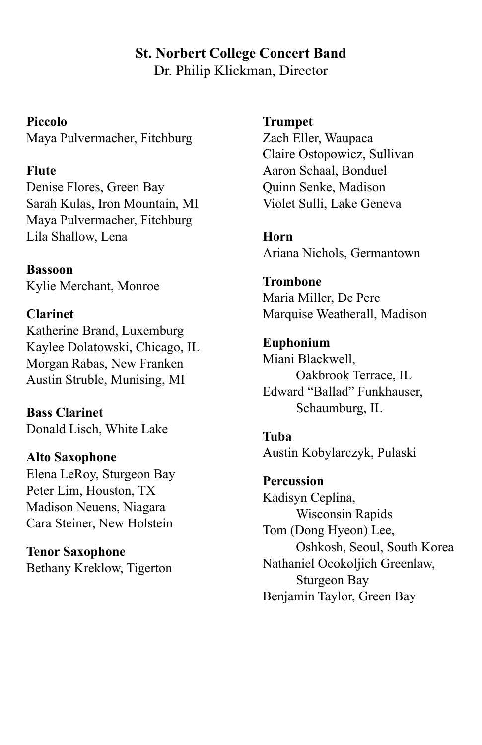## St. Norbert College Concert Band
Dr. Philip Klickman, Director

**Piccolo**
Maya Pulvermacher, Fitchburg

**Flute**
Denise Flores, Green Bay
Sarah Kulas, Iron Mountain, MI
Maya Pulvermacher, Fitchburg
Lila Shallow, Lena

**Bassoon**
Kylie Merchant, Monroe

**Clarinet**
Katherine Brand, Luxemburg
Kaylee Dolatowski, Chicago, IL
Morgan Rabas, New Franken
Austin Struble, Munising, MI

**Bass Clarinet**
Donald Lisch, White Lake

**Alto Saxophone**
Elena LeRoy, Sturgeon Bay
Peter Lim, Houston, TX
Madison Neuens, Niagara
Cara Steiner, New Holstein

**Tenor Saxophone**
Bethany Kreklow, Tigerton

**Trumpet**
Zach Eller, Waupaca
Claire Ostopowicz, Sullivan
Aaron Schaal, Bonduel
Quinn Senke, Madison
Violet Sulli, Lake Geneva

**Horn**
Ariana Nichols, Germantown

**Trombone**
Maria Miller, De Pere
Marquise Weatherall, Madison

**Euphonium**
Miani Blackwell, Oakbrook Terrace, IL
Edward "Ballad" Funkhauser, Schaumburg, IL

**Tuba**
Austin Kobylarczyk, Pulaski

**Percussion**
Kadisyn Ceplina, Wisconsin Rapids
Tom (Dong Hyeon) Lee, Oshkosh, Seoul, South Korea
Nathaniel Ocokoljich Greenlaw, Sturgeon Bay
Benjamin Taylor, Green Bay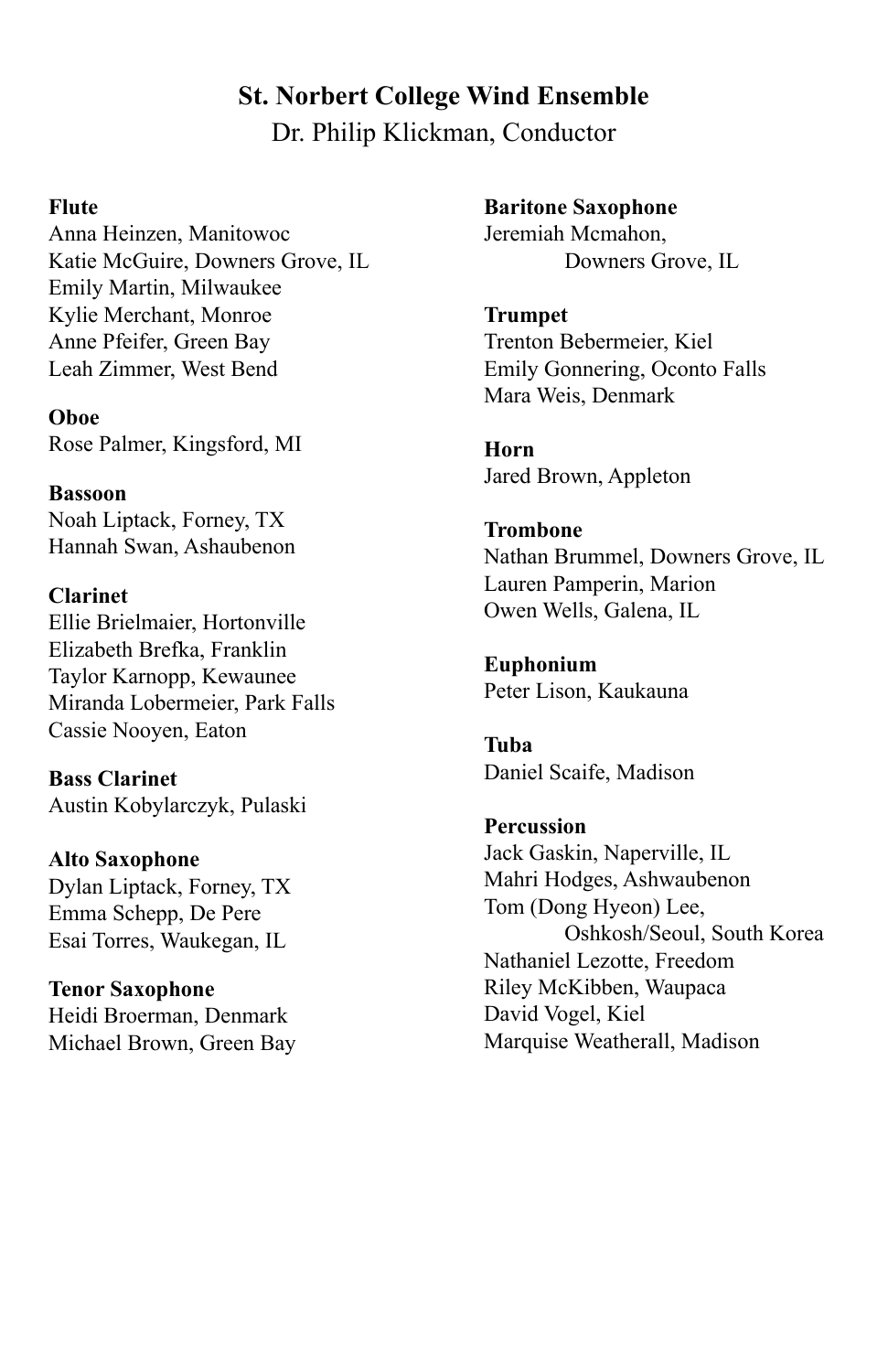## St. Norbert College Wind Ensemble

Dr. Philip Klickman, Conductor

**Flute**
Anna Heinzen, Manitowoc
Katie McGuire, Downers Grove, IL
Emily Martin, Milwaukee
Kylie Merchant, Monroe
Anne Pfeifer, Green Bay
Leah Zimmer, West Bend

**Oboe**
Rose Palmer, Kingsford, MI

**Bassoon**
Noah Liptack, Forney, TX
Hannah Swan, Ashaubenon

**Clarinet**
Ellie Brielmaier, Hortonville
Elizabeth Brefka, Franklin
Taylor Karnopp, Kewaunee
Miranda Lobermeier, Park Falls
Cassie Nooyen, Eaton

**Bass Clarinet**
Austin Kobylarczyk, Pulaski

**Alto Saxophone**
Dylan Liptack, Forney, TX
Emma Schepp, De Pere
Esai Torres, Waukegan, IL

**Tenor Saxophone**
Heidi Broerman, Denmark
Michael Brown, Green Bay

**Baritone Saxophone**
Jeremiah Mcmahon, Downers Grove, IL

**Trumpet**
Trenton Bebermeier, Kiel
Emily Gonnering, Oconto Falls
Mara Weis, Denmark

**Horn**
Jared Brown, Appleton

**Trombone**
Nathan Brummel, Downers Grove, IL
Lauren Pamperin, Marion
Owen Wells, Galena, IL

**Euphonium**
Peter Lison, Kaukauna

**Tuba**
Daniel Scaife, Madison

**Percussion**
Jack Gaskin, Naperville, IL
Mahri Hodges, Ashwaubenon
Tom (Dong Hyeon) Lee, Oshkosh/Seoul, South Korea
Nathaniel Lezotte, Freedom
Riley McKibben, Waupaca
David Vogel, Kiel
Marquise Weatherall, Madison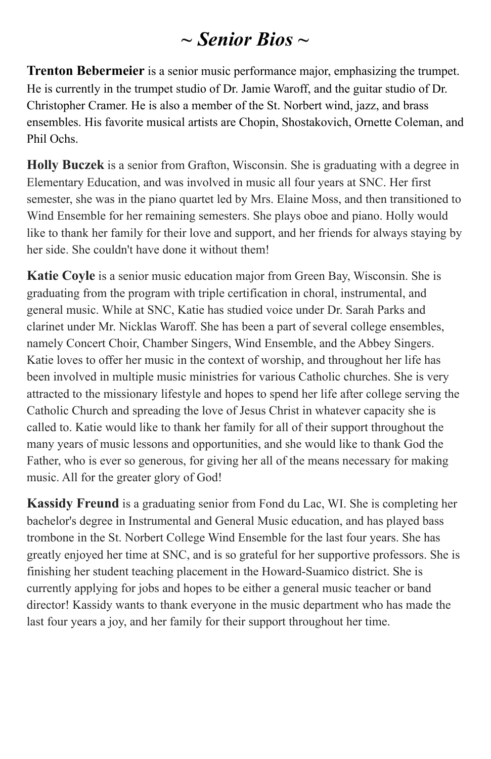# *~ Senior Bios ~*

**Trenton Bebermeier** is a senior music performance major, emphasizing the trumpet. He is currently in the trumpet studio of Dr. Jamie Waroff, and the guitar studio of Dr. Christopher Cramer. He is also a member of the St. Norbert wind, jazz, and brass ensembles. His favorite musical artists are Chopin, Shostakovich, Ornette Coleman, and Phil Ochs.

**Holly Buczek** is a senior from Grafton, Wisconsin. She is graduating with a degree in Elementary Education, and was involved in music all four years at SNC. Her first semester, she was in the piano quartet led by Mrs. Elaine Moss, and then transitioned to Wind Ensemble for her remaining semesters. She plays oboe and piano. Holly would like to thank her family for their love and support, and her friends for always staying by her side. She couldn't have done it without them!

**Katie Coyle** is a senior music education major from Green Bay, Wisconsin. She is graduating from the program with triple certification in choral, instrumental, and general music. While at SNC, Katie has studied voice under Dr. Sarah Parks and clarinet under Mr. Nicklas Waroff. She has been a part of several college ensembles, namely Concert Choir, Chamber Singers, Wind Ensemble, and the Abbey Singers. Katie loves to offer her music in the context of worship, and throughout her life has been involved in multiple music ministries for various Catholic churches. She is very attracted to the missionary lifestyle and hopes to spend her life after college serving the Catholic Church and spreading the love of Jesus Christ in whatever capacity she is called to. Katie would like to thank her family for all of their support throughout the many years of music lessons and opportunities, and she would like to thank God the Father, who is ever so generous, for giving her all of the means necessary for making music. All for the greater glory of God!

**Kassidy Freund** is a graduating senior from Fond du Lac, WI. She is completing her bachelor's degree in Instrumental and General Music education, and has played bass trombone in the St. Norbert College Wind Ensemble for the last four years. She has greatly enjoyed her time at SNC, and is so grateful for her supportive professors. She is finishing her student teaching placement in the Howard-Suamico district. She is currently applying for jobs and hopes to be either a general music teacher or band director! Kassidy wants to thank everyone in the music department who has made the last four years a joy, and her family for their support throughout her time.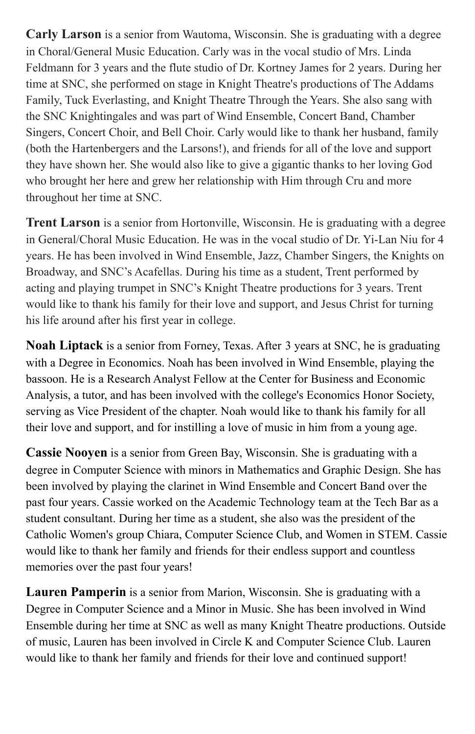**Carly Larson** is a senior from Wautoma, Wisconsin. She is graduating with a degree in Choral/General Music Education. Carly was in the vocal studio of Mrs. Linda Feldmann for 3 years and the flute studio of Dr. Kortney James for 2 years. During her time at SNC, she performed on stage in Knight Theatre's productions of The Addams Family, Tuck Everlasting, and Knight Theatre Through the Years. She also sang with the SNC Knightingales and was part of Wind Ensemble, Concert Band, Chamber Singers, Concert Choir, and Bell Choir. Carly would like to thank her husband, family (both the Hartenbergers and the Larsons!), and friends for all of the love and support they have shown her. She would also like to give a gigantic thanks to her loving God who brought her here and grew her relationship with Him through Cru and more throughout her time at SNC.

**Trent Larson** is a senior from Hortonville, Wisconsin. He is graduating with a degree in General/Choral Music Education. He was in the vocal studio of Dr. Yi-Lan Niu for 4 years. He has been involved in Wind Ensemble, Jazz, Chamber Singers, the Knights on Broadway, and SNC's Acafellas. During his time as a student, Trent performed by acting and playing trumpet in SNC's Knight Theatre productions for 3 years. Trent would like to thank his family for their love and support, and Jesus Christ for turning his life around after his first year in college.

**Noah Liptack** is a senior from Forney, Texas. After 3 years at SNC, he is graduating with a Degree in Economics. Noah has been involved in Wind Ensemble, playing the bassoon. He is a Research Analyst Fellow at the Center for Business and Economic Analysis, a tutor, and has been involved with the college's Economics Honor Society, serving as Vice President of the chapter. Noah would like to thank his family for all their love and support, and for instilling a love of music in him from a young age.

**Cassie Nooyen** is a senior from Green Bay, Wisconsin. She is graduating with a degree in Computer Science with minors in Mathematics and Graphic Design. She has been involved by playing the clarinet in Wind Ensemble and Concert Band over the past four years. Cassie worked on the Academic Technology team at the Tech Bar as a student consultant. During her time as a student, she also was the president of the Catholic Women's group Chiara, Computer Science Club, and Women in STEM. Cassie would like to thank her family and friends for their endless support and countless memories over the past four years!

**Lauren Pamperin** is a senior from Marion, Wisconsin. She is graduating with a Degree in Computer Science and a Minor in Music. She has been involved in Wind Ensemble during her time at SNC as well as many Knight Theatre productions. Outside of music, Lauren has been involved in Circle K and Computer Science Club. Lauren would like to thank her family and friends for their love and continued support!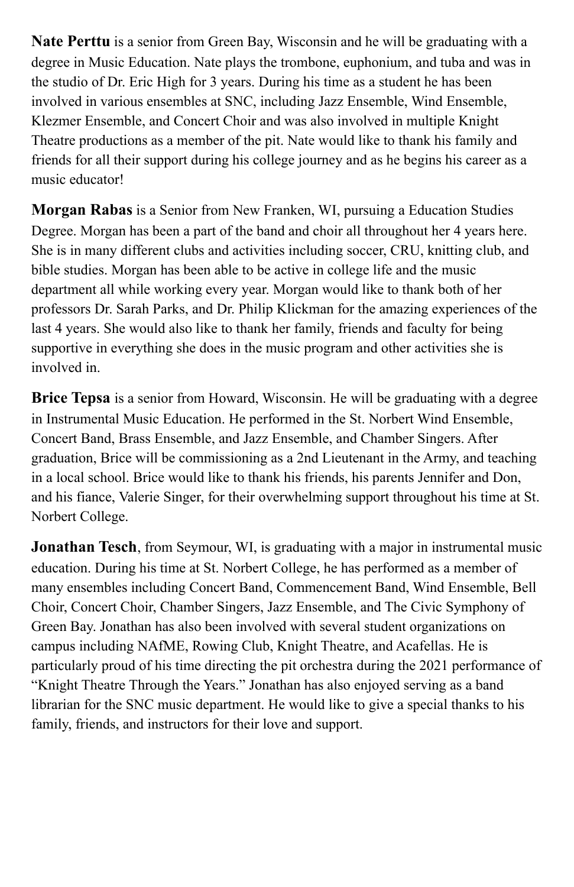**Nate Perttu** is a senior from Green Bay, Wisconsin and he will be graduating with a degree in Music Education. Nate plays the trombone, euphonium, and tuba and was in the studio of Dr. Eric High for 3 years. During his time as a student he has been involved in various ensembles at SNC, including Jazz Ensemble, Wind Ensemble, Klezmer Ensemble, and Concert Choir and was also involved in multiple Knight Theatre productions as a member of the pit. Nate would like to thank his family and friends for all their support during his college journey and as he begins his career as a music educator!

**Morgan Rabas** is a Senior from New Franken, WI, pursuing a Education Studies Degree. Morgan has been a part of the band and choir all throughout her 4 years here. She is in many different clubs and activities including soccer, CRU, knitting club, and bible studies. Morgan has been able to be active in college life and the music department all while working every year. Morgan would like to thank both of her professors Dr. Sarah Parks, and Dr. Philip Klickman for the amazing experiences of the last 4 years. She would also like to thank her family, friends and faculty for being supportive in everything she does in the music program and other activities she is involved in.

**Brice Tepsa** is a senior from Howard, Wisconsin. He will be graduating with a degree in Instrumental Music Education. He performed in the St. Norbert Wind Ensemble, Concert Band, Brass Ensemble, and Jazz Ensemble, and Chamber Singers. After graduation, Brice will be commissioning as a 2nd Lieutenant in the Army, and teaching in a local school. Brice would like to thank his friends, his parents Jennifer and Don, and his fiance, Valerie Singer, for their overwhelming support throughout his time at St. Norbert College.

**Jonathan Tesch**, from Seymour, WI, is graduating with a major in instrumental music education. During his time at St. Norbert College, he has performed as a member of many ensembles including Concert Band, Commencement Band, Wind Ensemble, Bell Choir, Concert Choir, Chamber Singers, Jazz Ensemble, and The Civic Symphony of Green Bay. Jonathan has also been involved with several student organizations on campus including NAfME, Rowing Club, Knight Theatre, and Acafellas. He is particularly proud of his time directing the pit orchestra during the 2021 performance of "Knight Theatre Through the Years." Jonathan has also enjoyed serving as a band librarian for the SNC music department. He would like to give a special thanks to his family, friends, and instructors for their love and support.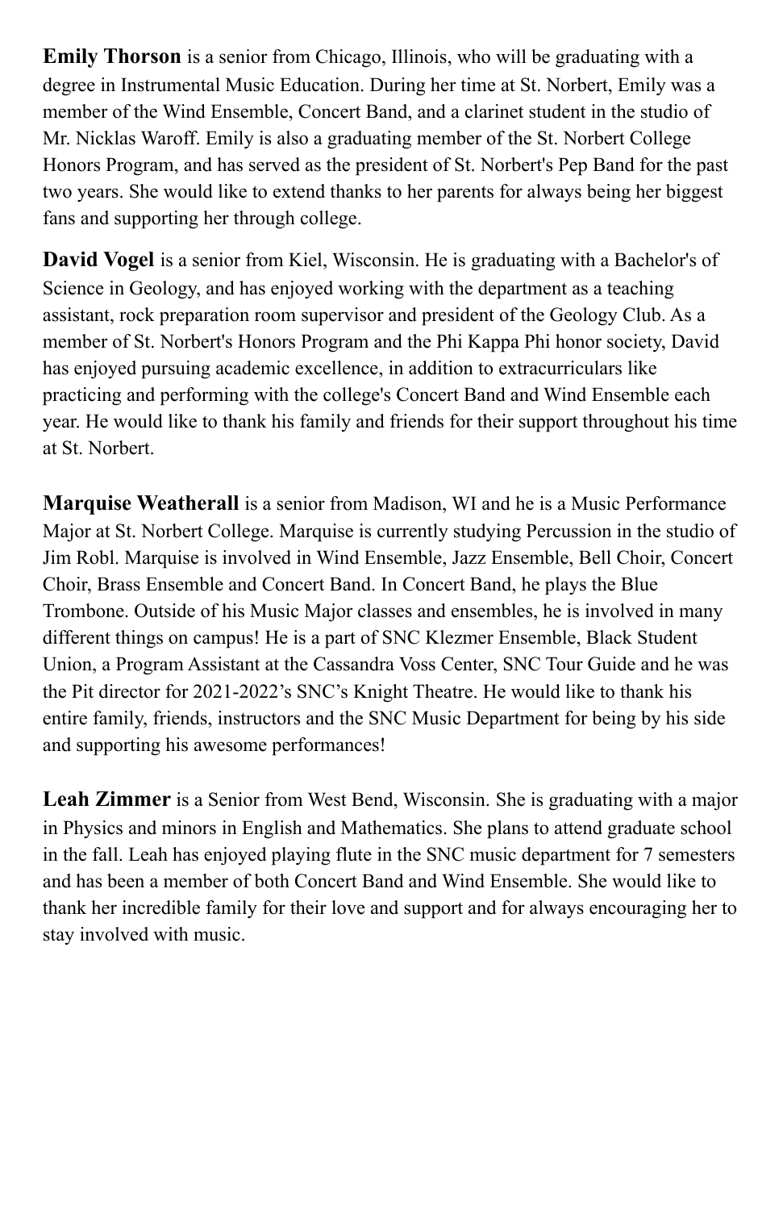**Emily Thorson** is a senior from Chicago, Illinois, who will be graduating with a degree in Instrumental Music Education. During her time at St. Norbert, Emily was a member of the Wind Ensemble, Concert Band, and a clarinet student in the studio of Mr. Nicklas Waroff. Emily is also a graduating member of the St. Norbert College Honors Program, and has served as the president of St. Norbert's Pep Band for the past two years. She would like to extend thanks to her parents for always being her biggest fans and supporting her through college.

**David Vogel** is a senior from Kiel, Wisconsin. He is graduating with a Bachelor's of Science in Geology, and has enjoyed working with the department as a teaching assistant, rock preparation room supervisor and president of the Geology Club. As a member of St. Norbert's Honors Program and the Phi Kappa Phi honor society, David has enjoyed pursuing academic excellence, in addition to extracurriculars like practicing and performing with the college's Concert Band and Wind Ensemble each year. He would like to thank his family and friends for their support throughout his time at St. Norbert.

**Marquise Weatherall** is a senior from Madison, WI and he is a Music Performance Major at St. Norbert College. Marquise is currently studying Percussion in the studio of Jim Robl. Marquise is involved in Wind Ensemble, Jazz Ensemble, Bell Choir, Concert Choir, Brass Ensemble and Concert Band. In Concert Band, he plays the Blue Trombone. Outside of his Music Major classes and ensembles, he is involved in many different things on campus! He is a part of SNC Klezmer Ensemble, Black Student Union, a Program Assistant at the Cassandra Voss Center, SNC Tour Guide and he was the Pit director for 2021-2022's SNC's Knight Theatre. He would like to thank his entire family, friends, instructors and the SNC Music Department for being by his side and supporting his awesome performances!

**Leah Zimmer** is a Senior from West Bend, Wisconsin. She is graduating with a major in Physics and minors in English and Mathematics. She plans to attend graduate school in the fall. Leah has enjoyed playing flute in the SNC music department for 7 semesters and has been a member of both Concert Band and Wind Ensemble. She would like to thank her incredible family for their love and support and for always encouraging her to stay involved with music.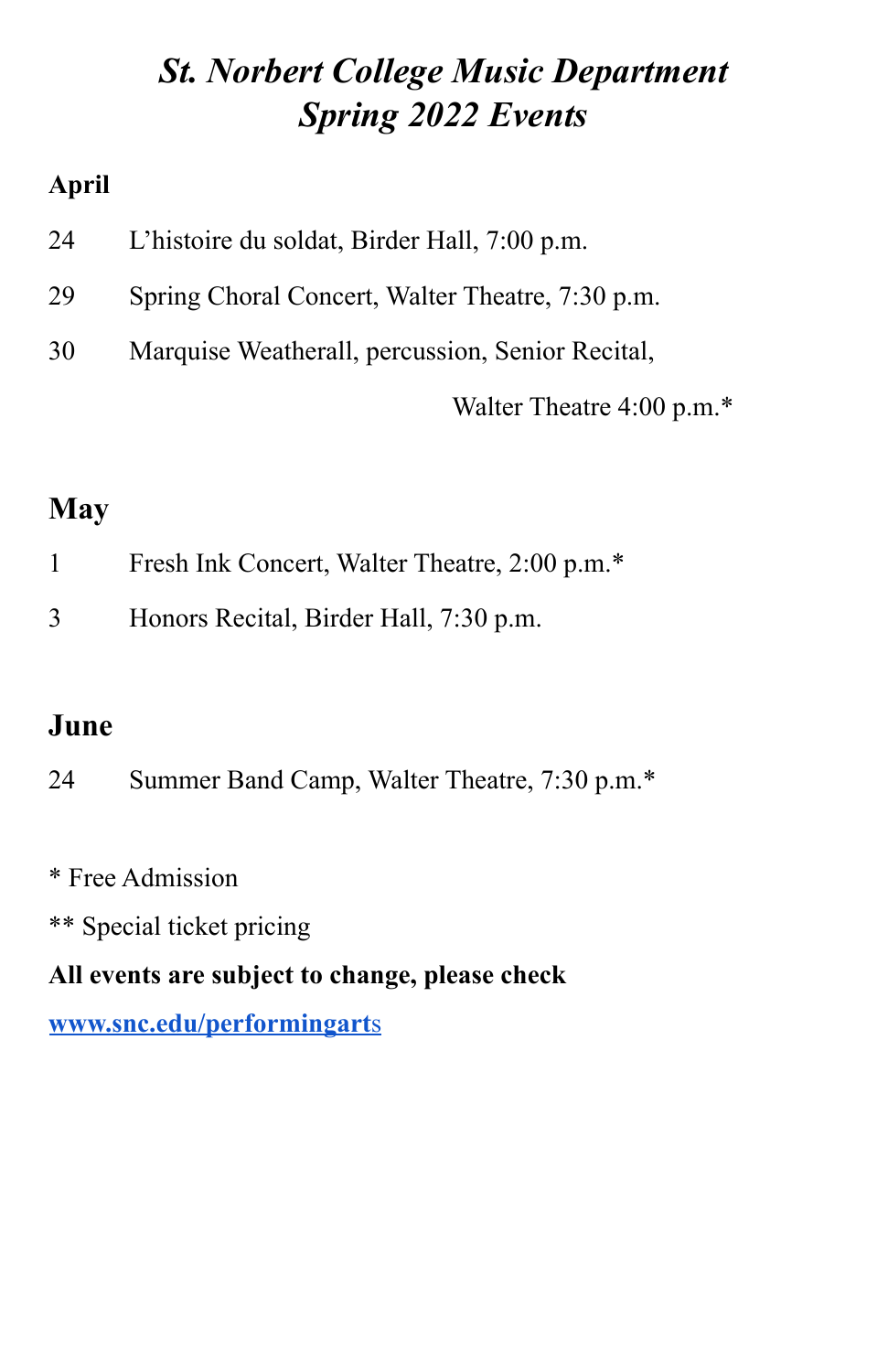# *St. Norbert College Music Department Spring 2022 Events*

**April**

24 L'histoire du soldat, Birder Hall, 7:00 p.m.

29 Spring Choral Concert, Walter Theatre, 7:30 p.m.

30 Marquise Weatherall, percussion, Senior Recital, Walter Theatre 4:00 p.m.*

## May

1 Fresh Ink Concert, Walter Theatre, 2:00 p.m.*

3 Honors Recital, Birder Hall, 7:30 p.m.

## June

24 Summer Band Camp, Walter Theatre, 7:30 p.m.*

* Free Admission

** Special ticket pricing

**All events are subject to change, please check**

**www.snc.edu/performingarts**